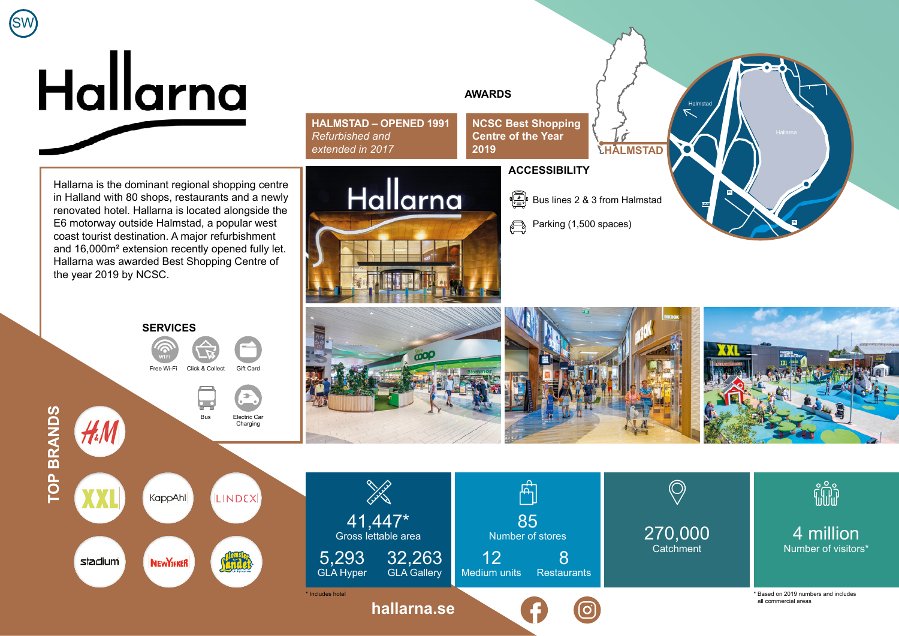# Hallarna

**HALMSTAD – OPENED 1991**
*Refurbished and extended in 2017*

## AWARDS

**NCSC Best Shopping Centre of the Year 2019**

Hallarna is the dominant regional shopping centre in Halland with 80 shops, restaurants and a newly renovated hotel. Hallarna is located alongside the E6 motorway outside Halmstad, a popular west coast tourist destination. A major refurbishment and 16,000m² extension recently opened fully let. Hallarna was awarded Best Shopping Centre of the year 2019 by NCSC.

## ACCESSIBILITY

- Bus lines 2 & 3 from Halmstad
- Parking (1,500 spaces)

HALMSTAD

## SERVICES

- Free Wi-Fi
- Click & Collect
- Gift Card
- Bus
- Electric Car Charging

## TOP BRANDS

H&M, XXL, KappAhl, LINDEX, stadium, NEW YORKER, Blomster Landet

**41,447*** Gross lettable area

**5,293** GLA Hyper

**32,263** GLA Gallery

**85** Number of stores

**12** Medium units

**8** Restaurants

**270,000** Catchment

**4 million** Number of visitors*

\* Includes hotel

\* Based on 2019 numbers and includes all commercial areas

**hallarna.se**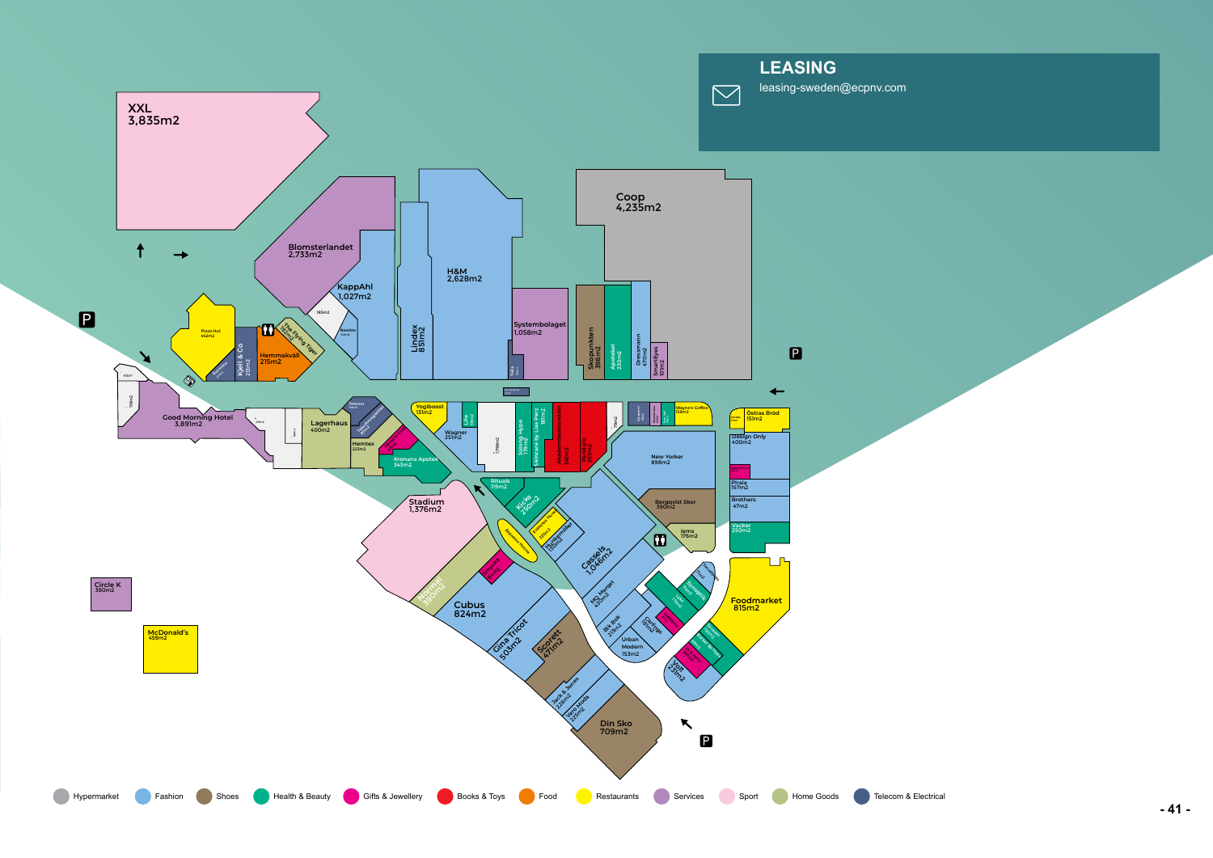## LEASING

leasing-sweden@ecpnv.com

XXL
3,835m2

Blomsterlandet
2,733m2

KappAhl
1,027m2

H&M
2,628m2

Lindex
851m2

Systembolaget
1,058m2

Coop
4,235m2

Skopunkten
398m2

Apoteket
230m2

Dressmann
470m2

SmartEyes
101m2

Pizza Hut
442m2

Kjell & Co
231m2

Hemmakväll
215m2

The Flying Tiger
181m2

Newbie

185m2

Good Morning Hotel
3,891m2

Lagerhaus
400m2

Hemtex
223m2

Telenor

Kronans Apotek
343m2

Yogiboost
131m2

Wagner
251m2

Salong Hype
179m2

Skincare by Lisa Parry

Akademibokhandeln
342m2

Pyrra Lekis
233m2

Wayne's Coffee
159m2

Östras Bröd
151m2

Design Only
400m2

New Yorker
898m2

Piraia
157m2

Brothers
47m2

Vacker
250m2

Bergqvist Skor
390m2

Iems
176m2

Rituals
119m2

Kicks
250m2

Stadium
1,376m2

Normal
390m2

Cubus
824m2

Gina Tricot
503m2

Scorett
471m2

Jack & Jones
226m2

Vero Moda
225m2

Din Sko
709m2

Cassels
1,046m2

MQ Marqet
430m2

Bik Bok
215m2

Carlings
191m2

Urban Modern
153m2

Foodmarket
815m2

Volt
231m2

Circle K
380m2

McDonald's
459m2

P

Hypermarket · Fashion · Shoes · Health & Beauty · Gifts & Jewellery · Books & Toys · Food · Restaurants · Services · Sport · Home Goods · Telecom & Electrical